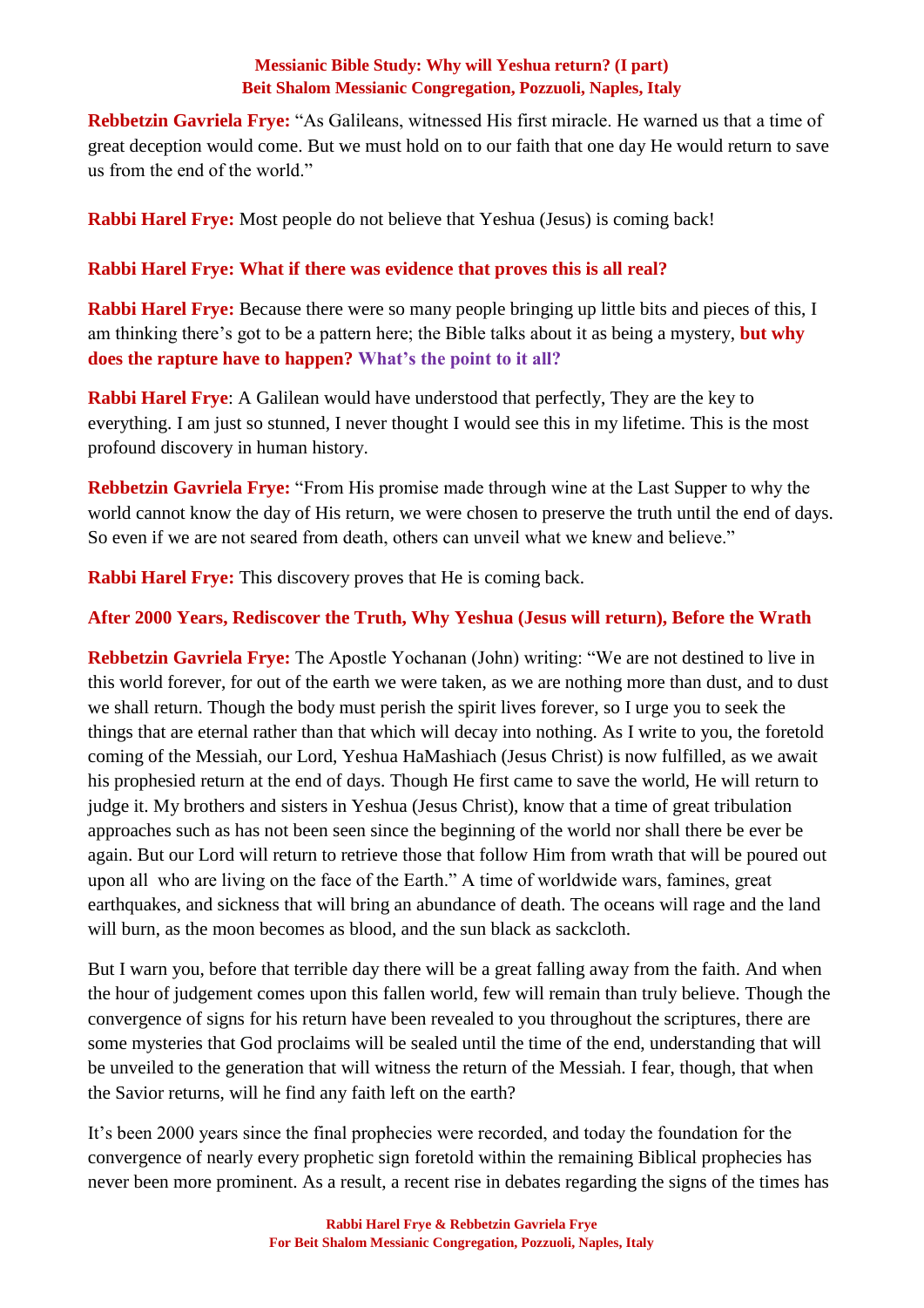**Messianic Bible Study: Why will Yeshua return? (I part)**
**Beit Shalom Messianic Congregation, Pozzuoli, Naples, Italy**

**Rebbetzin Gavriela Frye:** "As Galileans, witnessed His first miracle. He warned us that a time of great deception would come. But we must hold on to our faith that one day He would return to save us from the end of the world."

**Rabbi Harel Frye:** Most people do not believe that Yeshua (Jesus) is coming back!

**Rabbi Harel Frye: What if there was evidence that proves this is all real?**

**Rabbi Harel Frye:** Because there were so many people bringing up little bits and pieces of this, I am thinking there's got to be a pattern here; the Bible talks about it as being a mystery, **but why does the rapture have to happen? What's the point to it all?**

**Rabbi Harel Frye**: A Galilean would have understood that perfectly, They are the key to everything. I am just so stunned, I never thought I would see this in my lifetime. This is the most profound discovery in human history.

**Rebbetzin Gavriela Frye:** "From His promise made through wine at the Last Supper to why the world cannot know the day of His return, we were chosen to preserve the truth until the end of days. So even if we are not seared from death, others can unveil what we knew and believe."

**Rabbi Harel Frye:** This discovery proves that He is coming back.

**After 2000 Years, Rediscover the Truth, Why Yeshua (Jesus will return), Before the Wrath**

**Rebbetzin Gavriela Frye:** The Apostle Yochanan (John) writing: "We are not destined to live in this world forever, for out of the earth we were taken, as we are nothing more than dust, and to dust we shall return. Though the body must perish the spirit lives forever, so I urge you to seek the things that are eternal rather than that which will decay into nothing. As I write to you, the foretold coming of the Messiah, our Lord, Yeshua HaMashiach (Jesus Christ) is now fulfilled, as we await his prophesied return at the end of days. Though He first came to save the world, He will return to judge it. My brothers and sisters in Yeshua (Jesus Christ), know that a time of great tribulation approaches such as has not been seen since the beginning of the world nor shall there be ever be again. But our Lord will return to retrieve those that follow Him from wrath that will be poured out upon all who are living on the face of the Earth." A time of worldwide wars, famines, great earthquakes, and sickness that will bring an abundance of death. The oceans will rage and the land will burn, as the moon becomes as blood, and the sun black as sackcloth.

But I warn you, before that terrible day there will be a great falling away from the faith. And when the hour of judgement comes upon this fallen world, few will remain than truly believe. Though the convergence of signs for his return have been revealed to you throughout the scriptures, there are some mysteries that God proclaims will be sealed until the time of the end, understanding that will be unveiled to the generation that will witness the return of the Messiah. I fear, though, that when the Savior returns, will he find any faith left on the earth?

It's been 2000 years since the final prophecies were recorded, and today the foundation for the convergence of nearly every prophetic sign foretold within the remaining Biblical prophecies has never been more prominent. As a result, a recent rise in debates regarding the signs of the times has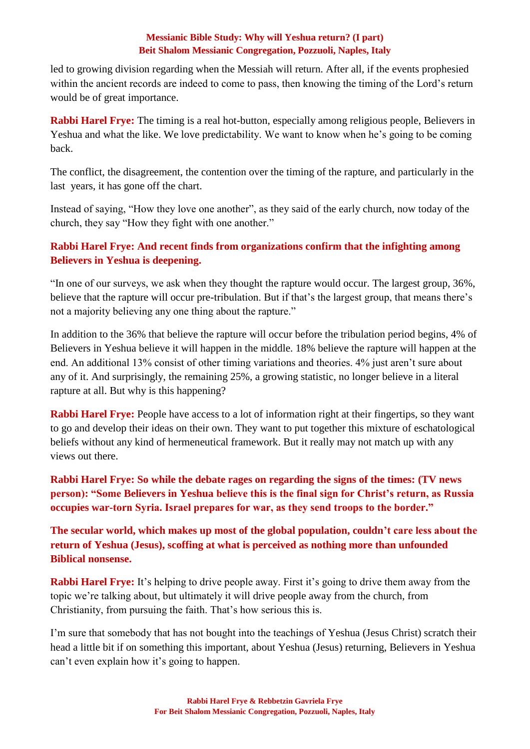led to growing division regarding when the Messiah will return. After all, if the events prophesied within the ancient records are indeed to come to pass, then knowing the timing of the Lord's return would be of great importance.

**Rabbi Harel Frye:** The timing is a real hot-button, especially among religious people, Believers in Yeshua and what the like. We love predictability. We want to know when he's going to be coming back.

The conflict, the disagreement, the contention over the timing of the rapture, and particularly in the last  years, it has gone off the chart.

Instead of saying, "How they love one another", as they said of the early church, now today of the church, they say "How they fight with one another."

**Rabbi Harel Frye: And recent finds from organizations confirm that the infighting among Believers in Yeshua is deepening.**

"In one of our surveys, we ask when they thought the rapture would occur. The largest group, 36%, believe that the rapture will occur pre-tribulation. But if that's the largest group, that means there's not a majority believing any one thing about the rapture."

In addition to the 36% that believe the rapture will occur before the tribulation period begins, 4% of Believers in Yeshua believe it will happen in the middle. 18% believe the rapture will happen at the end. An additional 13% consist of other timing variations and theories. 4% just aren't sure about any of it. And surprisingly, the remaining 25%, a growing statistic, no longer believe in a literal rapture at all. But why is this happening?

**Rabbi Harel Frye:** People have access to a lot of information right at their fingertips, so they want to go and develop their ideas on their own. They want to put together this mixture of eschatological beliefs without any kind of hermeneutical framework. But it really may not match up with any views out there.

**Rabbi Harel Frye: So while the debate rages on regarding the signs of the times: (TV news person): "Some Believers in Yeshua believe this is the final sign for Christ's return, as Russia occupies war-torn Syria. Israel prepares for war, as they send troops to the border."**

**The secular world, which makes up most of the global population, couldn't care less about the return of Yeshua (Jesus), scoffing at what is perceived as nothing more than unfounded Biblical nonsense.**

**Rabbi Harel Frye:** It's helping to drive people away. First it's going to drive them away from the topic we're talking about, but ultimately it will drive people away from the church, from Christianity, from pursuing the faith. That's how serious this is.

I'm sure that somebody that has not bought into the teachings of Yeshua (Jesus Christ) scratch their head a little bit if on something this important, about Yeshua (Jesus) returning, Believers in Yeshua can't even explain how it's going to happen.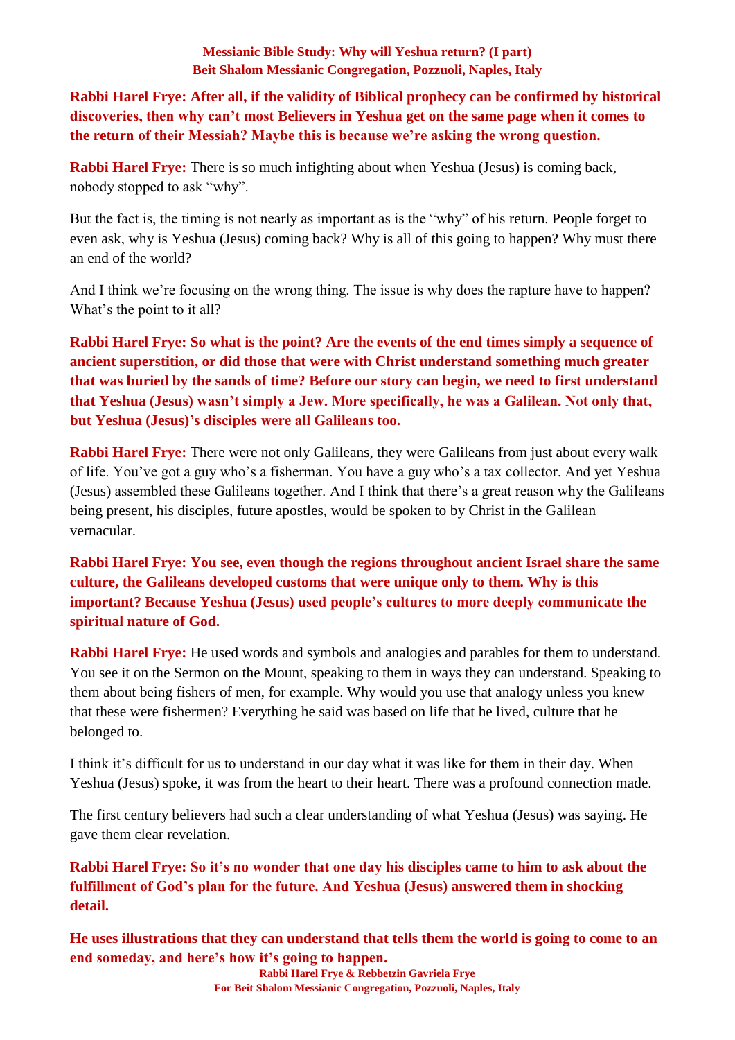**Rabbi Harel Frye: After all, if the validity of Biblical prophecy can be confirmed by historical discoveries, then why can't most Believers in Yeshua get on the same page when it comes to the return of their Messiah? Maybe this is because we're asking the wrong question.**

**Rabbi Harel Frye:** There is so much infighting about when Yeshua (Jesus) is coming back, nobody stopped to ask "why".

But the fact is, the timing is not nearly as important as is the "why" of his return. People forget to even ask, why is Yeshua (Jesus) coming back? Why is all of this going to happen? Why must there an end of the world?

And I think we're focusing on the wrong thing. The issue is why does the rapture have to happen? What's the point to it all?

**Rabbi Harel Frye: So what is the point? Are the events of the end times simply a sequence of ancient superstition, or did those that were with Christ understand something much greater that was buried by the sands of time? Before our story can begin, we need to first understand that Yeshua (Jesus) wasn't simply a Jew. More specifically, he was a Galilean. Not only that, but Yeshua (Jesus)'s disciples were all Galileans too.**

**Rabbi Harel Frye:** There were not only Galileans, they were Galileans from just about every walk of life. You've got a guy who's a fisherman. You have a guy who's a tax collector. And yet Yeshua (Jesus) assembled these Galileans together. And I think that there's a great reason why the Galileans being present, his disciples, future apostles, would be spoken to by Christ in the Galilean vernacular.

**Rabbi Harel Frye: You see, even though the regions throughout ancient Israel share the same culture, the Galileans developed customs that were unique only to them. Why is this important? Because Yeshua (Jesus) used people's cultures to more deeply communicate the spiritual nature of God.**

**Rabbi Harel Frye:** He used words and symbols and analogies and parables for them to understand. You see it on the Sermon on the Mount, speaking to them in ways they can understand. Speaking to them about being fishers of men, for example. Why would you use that analogy unless you knew that these were fishermen? Everything he said was based on life that he lived, culture that he belonged to.

I think it's difficult for us to understand in our day what it was like for them in their day. When Yeshua (Jesus) spoke, it was from the heart to their heart. There was a profound connection made.

The first century believers had such a clear understanding of what Yeshua (Jesus) was saying. He gave them clear revelation.

**Rabbi Harel Frye: So it's no wonder that one day his disciples came to him to ask about the fulfillment of God's plan for the future. And Yeshua (Jesus) answered them in shocking detail.**

**He uses illustrations that they can understand that tells them the world is going to come to an end someday, and here's how it's going to happen.**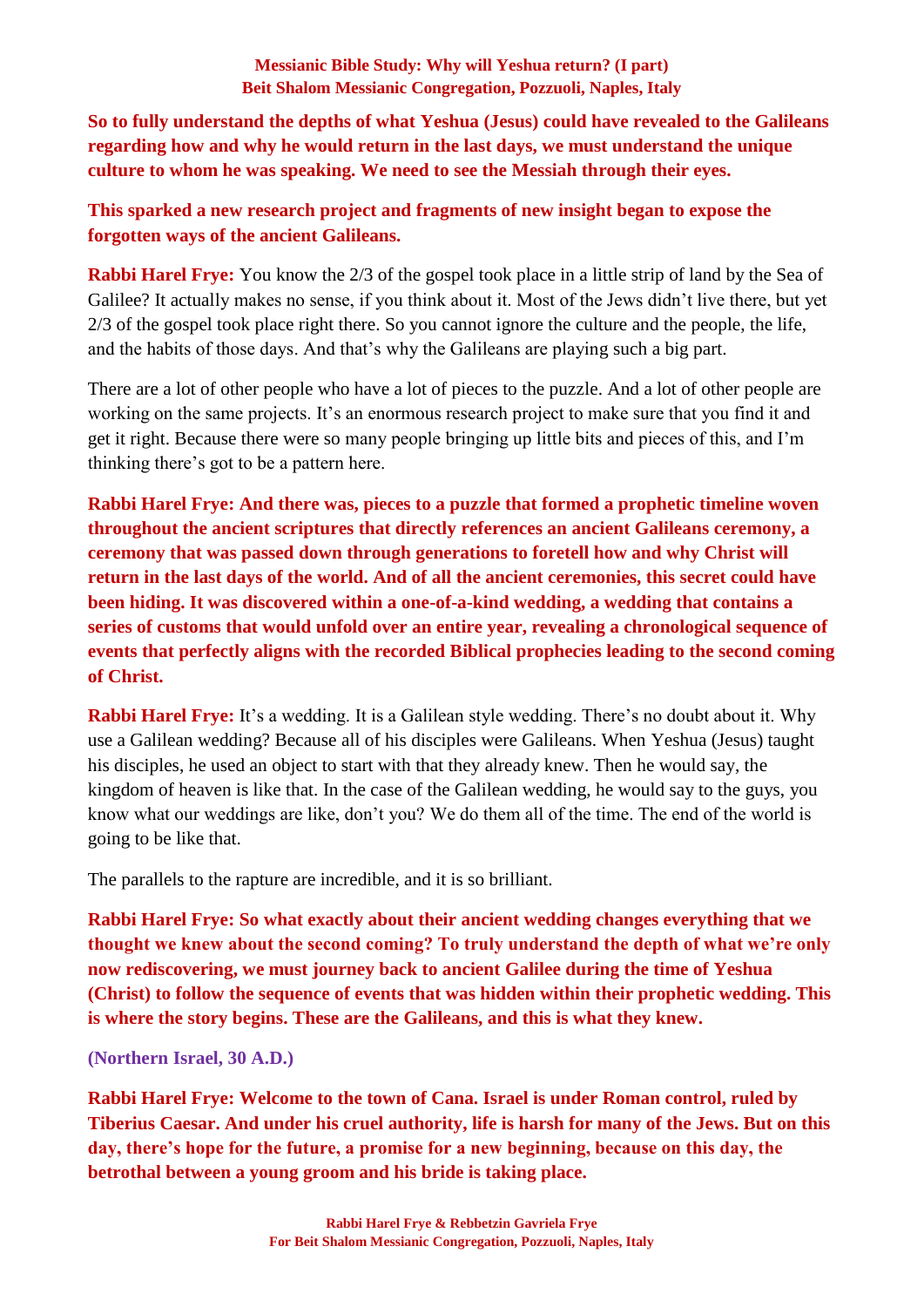**So to fully understand the depths of what Yeshua (Jesus) could have revealed to the Galileans regarding how and why he would return in the last days, we must understand the unique culture to whom he was speaking. We need to see the Messiah through their eyes.**

**This sparked a new research project and fragments of new insight began to expose the forgotten ways of the ancient Galileans.**

**Rabbi Harel Frye:** You know the 2/3 of the gospel took place in a little strip of land by the Sea of Galilee? It actually makes no sense, if you think about it. Most of the Jews didn't live there, but yet 2/3 of the gospel took place right there. So you cannot ignore the culture and the people, the life, and the habits of those days. And that's why the Galileans are playing such a big part.

There are a lot of other people who have a lot of pieces to the puzzle. And a lot of other people are working on the same projects. It's an enormous research project to make sure that you find it and get it right. Because there were so many people bringing up little bits and pieces of this, and I'm thinking there's got to be a pattern here.

**Rabbi Harel Frye: And there was, pieces to a puzzle that formed a prophetic timeline woven throughout the ancient scriptures that directly references an ancient Galileans ceremony, a ceremony that was passed down through generations to foretell how and why Christ will return in the last days of the world. And of all the ancient ceremonies, this secret could have been hiding. It was discovered within a one-of-a-kind wedding, a wedding that contains a series of customs that would unfold over an entire year, revealing a chronological sequence of events that perfectly aligns with the recorded Biblical prophecies leading to the second coming of Christ.**

**Rabbi Harel Frye:** It's a wedding. It is a Galilean style wedding. There's no doubt about it. Why use a Galilean wedding? Because all of his disciples were Galileans. When Yeshua (Jesus) taught his disciples, he used an object to start with that they already knew. Then he would say, the kingdom of heaven is like that. In the case of the Galilean wedding, he would say to the guys, you know what our weddings are like, don't you? We do them all of the time. The end of the world is going to be like that.

The parallels to the rapture are incredible, and it is so brilliant.

**Rabbi Harel Frye: So what exactly about their ancient wedding changes everything that we thought we knew about the second coming? To truly understand the depth of what we're only now rediscovering, we must journey back to ancient Galilee during the time of Yeshua (Christ) to follow the sequence of events that was hidden within their prophetic wedding. This is where the story begins. These are the Galileans, and this is what they knew.**

**(Northern Israel, 30 A.D.)**

**Rabbi Harel Frye: Welcome to the town of Cana. Israel is under Roman control, ruled by Tiberius Caesar. And under his cruel authority, life is harsh for many of the Jews. But on this day, there's hope for the future, a promise for a new beginning, because on this day, the betrothal between a young groom and his bride is taking place.**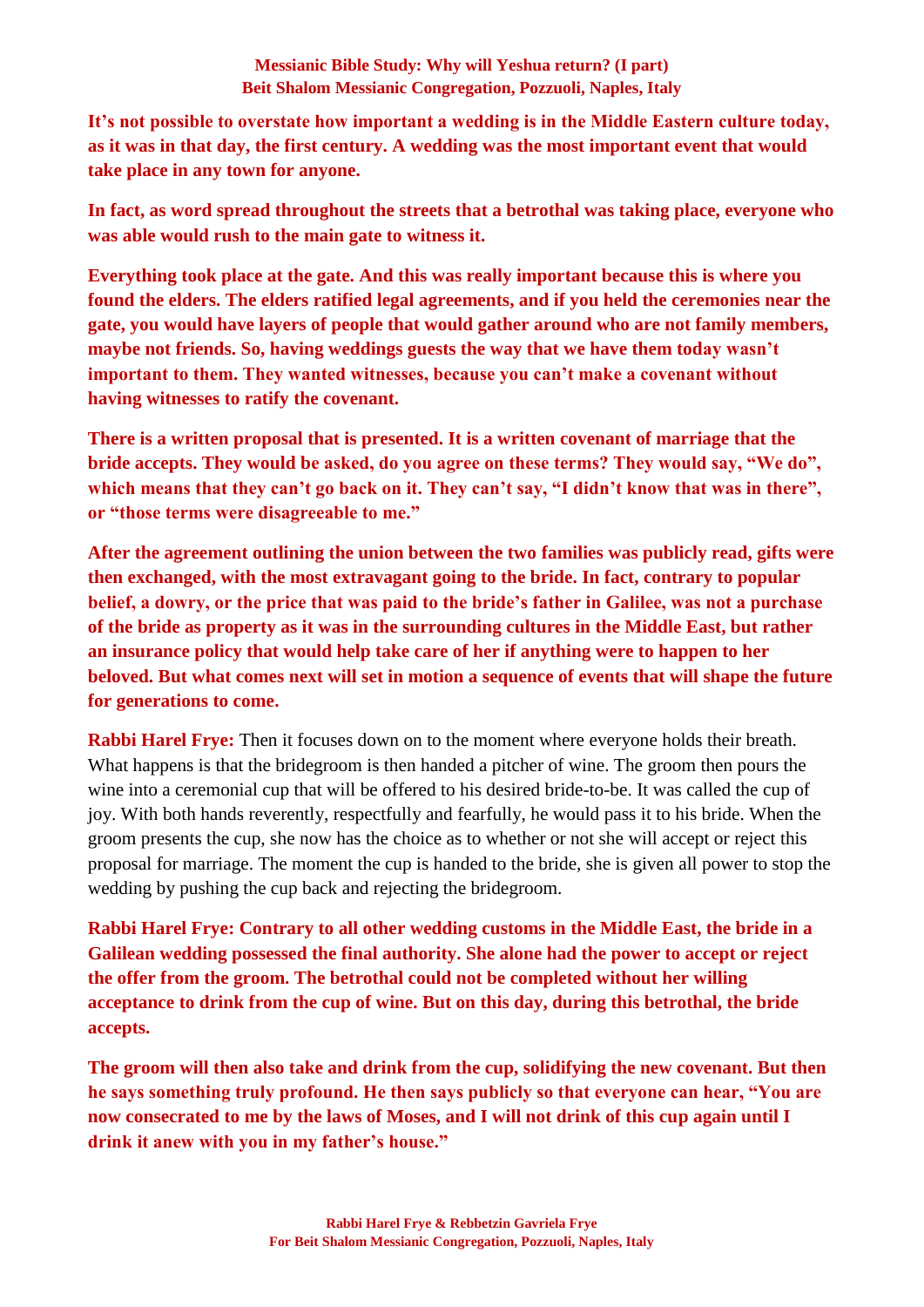**It's not possible to overstate how important a wedding is in the Middle Eastern culture today, as it was in that day, the first century. A wedding was the most important event that would take place in any town for anyone.**

**In fact, as word spread throughout the streets that a betrothal was taking place, everyone who was able would rush to the main gate to witness it.**

**Everything took place at the gate. And this was really important because this is where you found the elders. The elders ratified legal agreements, and if you held the ceremonies near the gate, you would have layers of people that would gather around who are not family members, maybe not friends. So, having weddings guests the way that we have them today wasn't important to them. They wanted witnesses, because you can't make a covenant without having witnesses to ratify the covenant.**

**There is a written proposal that is presented. It is a written covenant of marriage that the bride accepts. They would be asked, do you agree on these terms? They would say, "We do", which means that they can't go back on it. They can't say, "I didn't know that was in there", or "those terms were disagreeable to me."**

**After the agreement outlining the union between the two families was publicly read, gifts were then exchanged, with the most extravagant going to the bride. In fact, contrary to popular belief, a dowry, or the price that was paid to the bride's father in Galilee, was not a purchase of the bride as property as it was in the surrounding cultures in the Middle East, but rather an insurance policy that would help take care of her if anything were to happen to her beloved. But what comes next will set in motion a sequence of events that will shape the future for generations to come.**

**Rabbi Harel Frye:** Then it focuses down on to the moment where everyone holds their breath. What happens is that the bridegroom is then handed a pitcher of wine. The groom then pours the wine into a ceremonial cup that will be offered to his desired bride-to-be. It was called the cup of joy. With both hands reverently, respectfully and fearfully, he would pass it to his bride. When the groom presents the cup, she now has the choice as to whether or not she will accept or reject this proposal for marriage. The moment the cup is handed to the bride, she is given all power to stop the wedding by pushing the cup back and rejecting the bridegroom.

**Rabbi Harel Frye: Contrary to all other wedding customs in the Middle East, the bride in a Galilean wedding possessed the final authority. She alone had the power to accept or reject the offer from the groom. The betrothal could not be completed without her willing acceptance to drink from the cup of wine. But on this day, during this betrothal, the bride accepts.**

**The groom will then also take and drink from the cup, solidifying the new covenant. But then he says something truly profound. He then says publicly so that everyone can hear, "You are now consecrated to me by the laws of Moses, and I will not drink of this cup again until I drink it anew with you in my father's house."**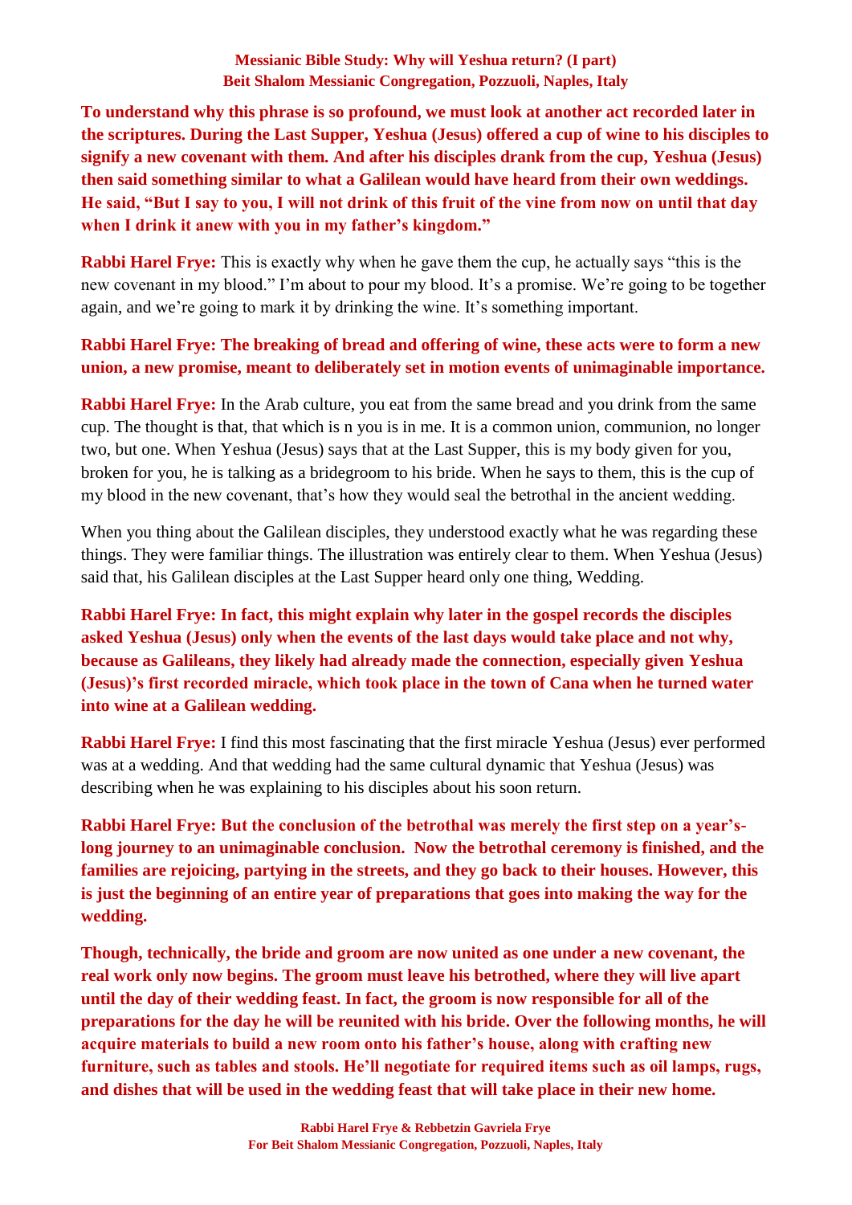**To understand why this phrase is so profound, we must look at another act recorded later in the scriptures. During the Last Supper, Yeshua (Jesus) offered a cup of wine to his disciples to signify a new covenant with them. And after his disciples drank from the cup, Yeshua (Jesus) then said something similar to what a Galilean would have heard from their own weddings. He said, "But I say to you, I will not drink of this fruit of the vine from now on until that day when I drink it anew with you in my father's kingdom."**

**Rabbi Harel Frye:** This is exactly why when he gave them the cup, he actually says "this is the new covenant in my blood." I'm about to pour my blood. It's a promise. We're going to be together again, and we're going to mark it by drinking the wine. It's something important.

**Rabbi Harel Frye: The breaking of bread and offering of wine, these acts were to form a new union, a new promise, meant to deliberately set in motion events of unimaginable importance.**

**Rabbi Harel Frye:** In the Arab culture, you eat from the same bread and you drink from the same cup. The thought is that, that which is n you is in me. It is a common union, communion, no longer two, but one. When Yeshua (Jesus) says that at the Last Supper, this is my body given for you, broken for you, he is talking as a bridegroom to his bride. When he says to them, this is the cup of my blood in the new covenant, that's how they would seal the betrothal in the ancient wedding.

When you thing about the Galilean disciples, they understood exactly what he was regarding these things. They were familiar things. The illustration was entirely clear to them. When Yeshua (Jesus) said that, his Galilean disciples at the Last Supper heard only one thing, Wedding.

**Rabbi Harel Frye: In fact, this might explain why later in the gospel records the disciples asked Yeshua (Jesus) only when the events of the last days would take place and not why, because as Galileans, they likely had already made the connection, especially given Yeshua (Jesus)'s first recorded miracle, which took place in the town of Cana when he turned water into wine at a Galilean wedding.**

**Rabbi Harel Frye:** I find this most fascinating that the first miracle Yeshua (Jesus) ever performed was at a wedding. And that wedding had the same cultural dynamic that Yeshua (Jesus) was describing when he was explaining to his disciples about his soon return.

**Rabbi Harel Frye: But the conclusion of the betrothal was merely the first step on a year's-long journey to an unimaginable conclusion. Now the betrothal ceremony is finished, and the families are rejoicing, partying in the streets, and they go back to their houses. However, this is just the beginning of an entire year of preparations that goes into making the way for the wedding.**

**Though, technically, the bride and groom are now united as one under a new covenant, the real work only now begins. The groom must leave his betrothed, where they will live apart until the day of their wedding feast. In fact, the groom is now responsible for all of the preparations for the day he will be reunited with his bride. Over the following months, he will acquire materials to build a new room onto his father's house, along with crafting new furniture, such as tables and stools. He'll negotiate for required items such as oil lamps, rugs, and dishes that will be used in the wedding feast that will take place in their new home.**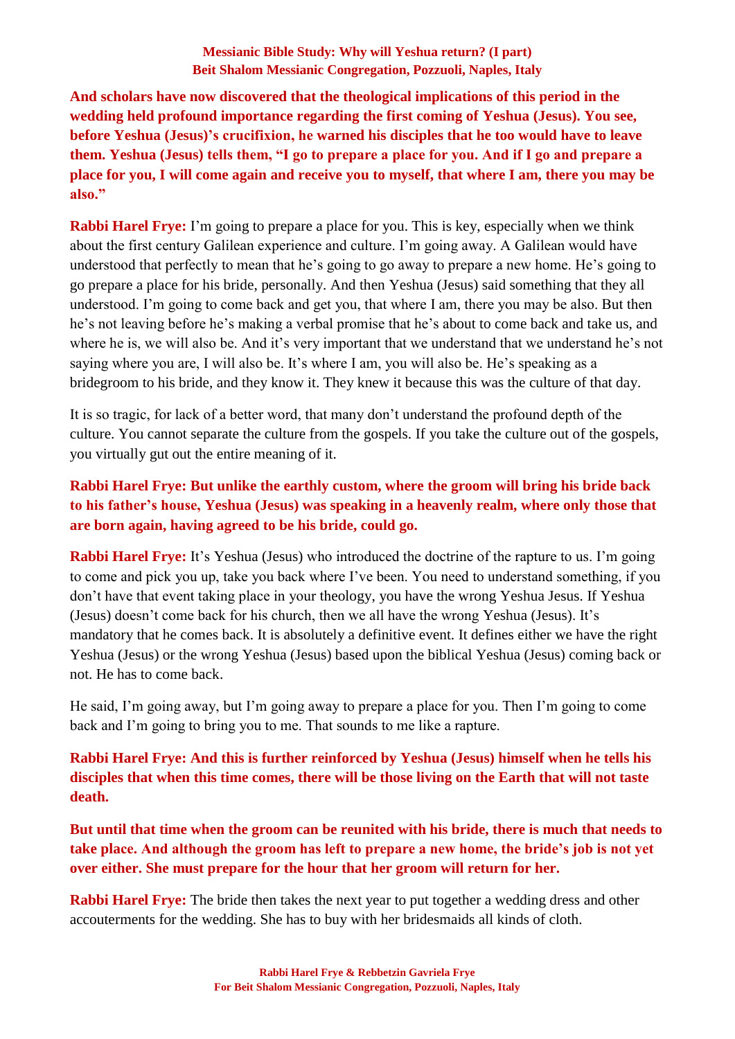**And scholars have now discovered that the theological implications of this period in the wedding held profound importance regarding the first coming of Yeshua (Jesus). You see, before Yeshua (Jesus)'s crucifixion, he warned his disciples that he too would have to leave them. Yeshua (Jesus) tells them, "I go to prepare a place for you. And if I go and prepare a place for you, I will come again and receive you to myself, that where I am, there you may be also."**

**Rabbi Harel Frye:** I'm going to prepare a place for you. This is key, especially when we think about the first century Galilean experience and culture. I'm going away. A Galilean would have understood that perfectly to mean that he's going to go away to prepare a new home. He's going to go prepare a place for his bride, personally. And then Yeshua (Jesus) said something that they all understood. I'm going to come back and get you, that where I am, there you may be also. But then he's not leaving before he's making a verbal promise that he's about to come back and take us, and where he is, we will also be. And it's very important that we understand that we understand he's not saying where you are, I will also be. It's where I am, you will also be. He's speaking as a bridegroom to his bride, and they know it. They knew it because this was the culture of that day.

It is so tragic, for lack of a better word, that many don't understand the profound depth of the culture. You cannot separate the culture from the gospels. If you take the culture out of the gospels, you virtually gut out the entire meaning of it.

**Rabbi Harel Frye: But unlike the earthly custom, where the groom will bring his bride back to his father's house, Yeshua (Jesus) was speaking in a heavenly realm, where only those that are born again, having agreed to be his bride, could go.**

**Rabbi Harel Frye:** It's Yeshua (Jesus) who introduced the doctrine of the rapture to us. I'm going to come and pick you up, take you back where I've been. You need to understand something, if you don't have that event taking place in your theology, you have the wrong Yeshua Jesus. If Yeshua (Jesus) doesn't come back for his church, then we all have the wrong Yeshua (Jesus). It's mandatory that he comes back. It is absolutely a definitive event. It defines either we have the right Yeshua (Jesus) or the wrong Yeshua (Jesus) based upon the biblical Yeshua (Jesus) coming back or not. He has to come back.

He said, I'm going away, but I'm going away to prepare a place for you. Then I'm going to come back and I'm going to bring you to me. That sounds to me like a rapture.

**Rabbi Harel Frye: And this is further reinforced by Yeshua (Jesus) himself when he tells his disciples that when this time comes, there will be those living on the Earth that will not taste death.**

**But until that time when the groom can be reunited with his bride, there is much that needs to take place. And although the groom has left to prepare a new home, the bride's job is not yet over either. She must prepare for the hour that her groom will return for her.**

**Rabbi Harel Frye:** The bride then takes the next year to put together a wedding dress and other accouterments for the wedding. She has to buy with her bridesmaids all kinds of cloth.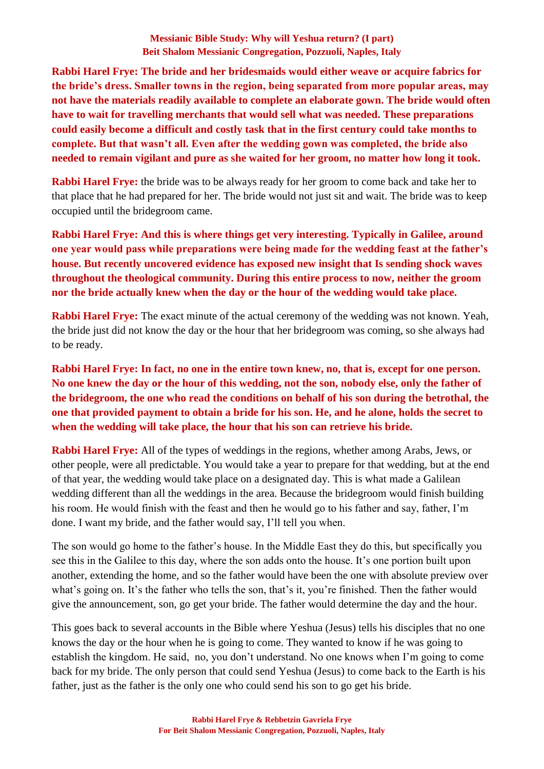**Rabbi Harel Frye: The bride and her bridesmaids would either weave or acquire fabrics for the bride's dress. Smaller towns in the region, being separated from more popular areas, may not have the materials readily available to complete an elaborate gown. The bride would often have to wait for travelling merchants that would sell what was needed. These preparations could easily become a difficult and costly task that in the first century could take months to complete. But that wasn't all. Even after the wedding gown was completed, the bride also needed to remain vigilant and pure as she waited for her groom, no matter how long it took.**

**Rabbi Harel Frye:** the bride was to be always ready for her groom to come back and take her to that place that he had prepared for her. The bride would not just sit and wait. The bride was to keep occupied until the bridegroom came.

**Rabbi Harel Frye: And this is where things get very interesting. Typically in Galilee, around one year would pass while preparations were being made for the wedding feast at the father's house. But recently uncovered evidence has exposed new insight that Is sending shock waves throughout the theological community. During this entire process to now, neither the groom nor the bride actually knew when the day or the hour of the wedding would take place.**

**Rabbi Harel Frye:** The exact minute of the actual ceremony of the wedding was not known. Yeah, the bride just did not know the day or the hour that her bridegroom was coming, so she always had to be ready.

**Rabbi Harel Frye: In fact, no one in the entire town knew, no, that is, except for one person. No one knew the day or the hour of this wedding, not the son, nobody else, only the father of the bridegroom, the one who read the conditions on behalf of his son during the betrothal, the one that provided payment to obtain a bride for his son. He, and he alone, holds the secret to when the wedding will take place, the hour that his son can retrieve his bride.**

**Rabbi Harel Frye:** All of the types of weddings in the regions, whether among Arabs, Jews, or other people, were all predictable. You would take a year to prepare for that wedding, but at the end of that year, the wedding would take place on a designated day. This is what made a Galilean wedding different than all the weddings in the area. Because the bridegroom would finish building his room. He would finish with the feast and then he would go to his father and say, father, I'm done. I want my bride, and the father would say, I'll tell you when.

The son would go home to the father's house. In the Middle East they do this, but specifically you see this in the Galilee to this day, where the son adds onto the house. It's one portion built upon another, extending the home, and so the father would have been the one with absolute preview over what's going on. It's the father who tells the son, that's it, you're finished. Then the father would give the announcement, son, go get your bride. The father would determine the day and the hour.

This goes back to several accounts in the Bible where Yeshua (Jesus) tells his disciples that no one knows the day or the hour when he is going to come. They wanted to know if he was going to establish the kingdom. He said, no, you don't understand. No one knows when I'm going to come back for my bride. The only person that could send Yeshua (Jesus) to come back to the Earth is his father, just as the father is the only one who could send his son to go get his bride.